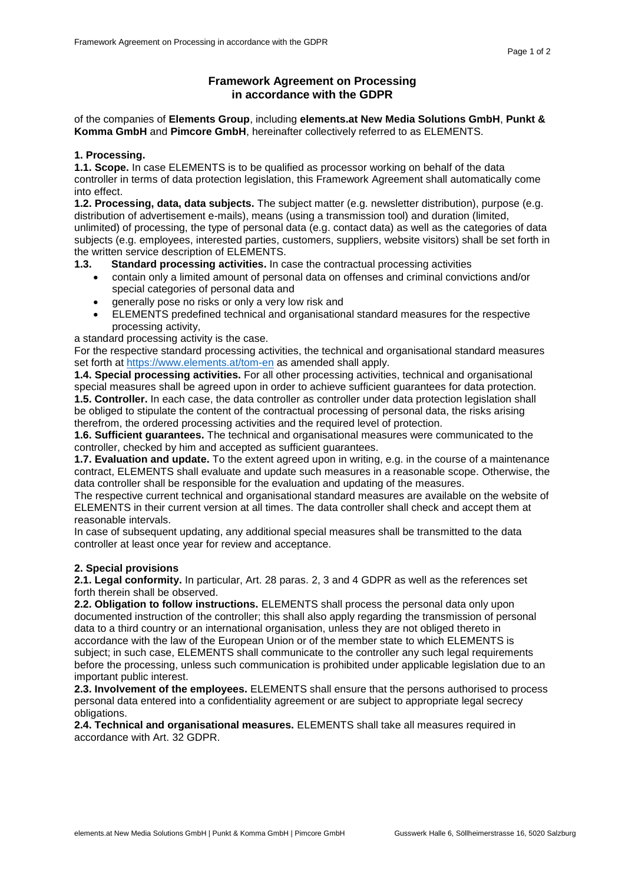# Framework Agreement on Processing in accordance with the GDPR

of the companies of **Elements Group**, including **elements.at New Media Solutions GmbH**, **Punkt & Komma GmbH** and **Pimcore GmbH**, hereinafter collectively referred to as ELEMENTS.

## 1. Processing.

**1.1. Scope.** In case ELEMENTS is to be qualified as processor working on behalf of the data controller in terms of data protection legislation, this Framework Agreement shall automatically come into effect.

**1.2. Processing, data, data subjects.** The subject matter (e.g. newsletter distribution), purpose (e.g. distribution of advertisement e-mails), means (using a transmission tool) and duration (limited, unlimited) of processing, the type of personal data (e.g. contact data) as well as the categories of data subjects (e.g. employees, interested parties, customers, suppliers, website visitors) shall be set forth in the written service description of ELEMENTS.

**1.3. Standard processing activities.** In case the contractual processing activities

- contain only a limited amount of personal data on offenses and criminal convictions and/or special categories of personal data and
- generally pose no risks or only a very low risk and
- ELEMENTS predefined technical and organisational standard measures for the respective processing activity,

a standard processing activity is the case.

For the respective standard processing activities, the technical and organisational standard measures set forth at https://www.elements.at/tom-en as amended shall apply.

**1.4. Special processing activities.** For all other processing activities, technical and organisational special measures shall be agreed upon in order to achieve sufficient guarantees for data protection.

**1.5. Controller.** In each case, the data controller as controller under data protection legislation shall be obliged to stipulate the content of the contractual processing of personal data, the risks arising therefrom, the ordered processing activities and the required level of protection.

**1.6. Sufficient guarantees.** The technical and organisational measures were communicated to the controller, checked by him and accepted as sufficient guarantees.

**1.7. Evaluation and update.** To the extent agreed upon in writing, e.g. in the course of a maintenance contract, ELEMENTS shall evaluate and update such measures in a reasonable scope. Otherwise, the data controller shall be responsible for the evaluation and updating of the measures.

The respective current technical and organisational standard measures are available on the website of ELEMENTS in their current version at all times. The data controller shall check and accept them at reasonable intervals.

In case of subsequent updating, any additional special measures shall be transmitted to the data controller at least once year for review and acceptance.

## 2. Special provisions

**2.1. Legal conformity.** In particular, Art. 28 paras. 2, 3 and 4 GDPR as well as the references set forth therein shall be observed.

**2.2. Obligation to follow instructions.** ELEMENTS shall process the personal data only upon documented instruction of the controller; this shall also apply regarding the transmission of personal data to a third country or an international organisation, unless they are not obliged thereto in accordance with the law of the European Union or of the member state to which ELEMENTS is subject; in such case, ELEMENTS shall communicate to the controller any such legal requirements before the processing, unless such communication is prohibited under applicable legislation due to an important public interest.

**2.3. Involvement of the employees.** ELEMENTS shall ensure that the persons authorised to process personal data entered into a confidentiality agreement or are subject to appropriate legal secrecy obligations.

**2.4. Technical and organisational measures.** ELEMENTS shall take all measures required in accordance with Art. 32 GDPR.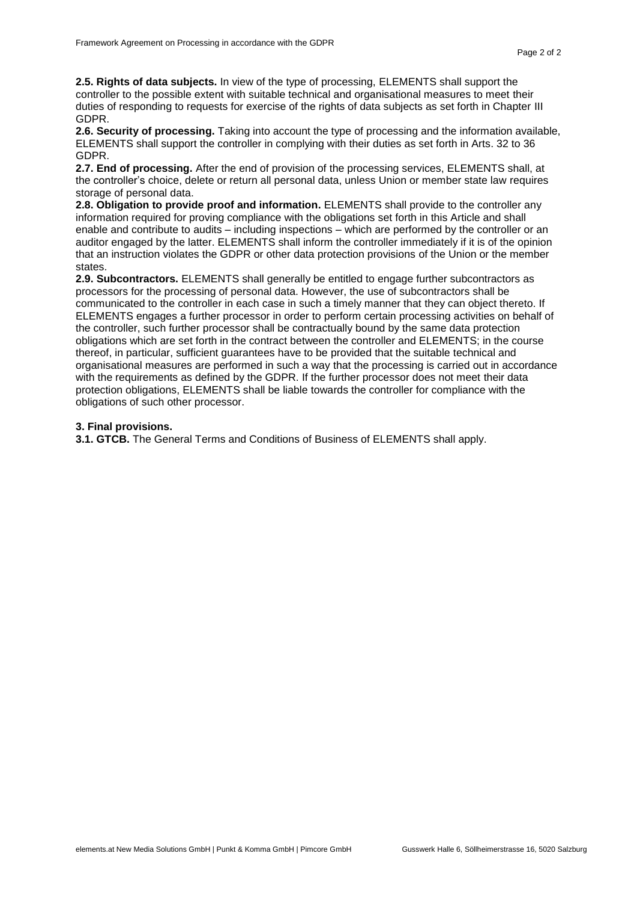**2.5. Rights of data subjects.** In view of the type of processing, ELEMENTS shall support the controller to the possible extent with suitable technical and organisational measures to meet their duties of responding to requests for exercise of the rights of data subjects as set forth in Chapter III GDPR.

**2.6. Security of processing.** Taking into account the type of processing and the information available, ELEMENTS shall support the controller in complying with their duties as set forth in Arts. 32 to 36 GDPR.

**2.7. End of processing.** After the end of provision of the processing services, ELEMENTS shall, at the controller's choice, delete or return all personal data, unless Union or member state law requires storage of personal data.

**2.8. Obligation to provide proof and information.** ELEMENTS shall provide to the controller any information required for proving compliance with the obligations set forth in this Article and shall enable and contribute to audits – including inspections – which are performed by the controller or an auditor engaged by the latter. ELEMENTS shall inform the controller immediately if it is of the opinion that an instruction violates the GDPR or other data protection provisions of the Union or the member states.

**2.9. Subcontractors.** ELEMENTS shall generally be entitled to engage further subcontractors as processors for the processing of personal data. However, the use of subcontractors shall be communicated to the controller in each case in such a timely manner that they can object thereto. If ELEMENTS engages a further processor in order to perform certain processing activities on behalf of the controller, such further processor shall be contractually bound by the same data protection obligations which are set forth in the contract between the controller and ELEMENTS; in the course thereof, in particular, sufficient guarantees have to be provided that the suitable technical and organisational measures are performed in such a way that the processing is carried out in accordance with the requirements as defined by the GDPR. If the further processor does not meet their data protection obligations, ELEMENTS shall be liable towards the controller for compliance with the obligations of such other processor.

**3. Final provisions.**

**3.1. GTCB.** The General Terms and Conditions of Business of ELEMENTS shall apply.